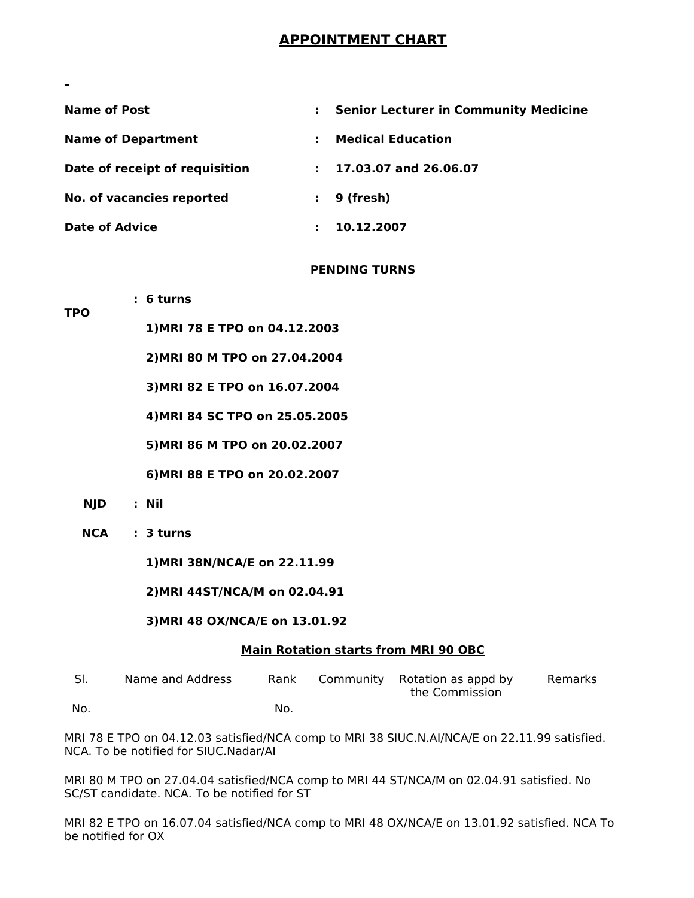# APPOINTMENT CHART

**Name of Post** : **Senior Lecturer in Community Medicine**

**Name of Department** : **Medical Education**

**Date of receipt of requisition** : **17.03.07 and 26.06.07**

**No. of vacancies reported** : **9 (fresh)**

**Date of Advice** : **10.12.2007**

**PENDING TURNS**

**TPO** : **6 turns**

**1)MRI 78 E TPO on 04.12.2003**

**2)MRI 80 M TPO on 27.04.2004**

**3)MRI 82 E TPO on 16.07.2004**

**4)MRI 84 SC TPO on 25.05.2005**

**5)MRI 86 M TPO on 20.02.2007**

**6)MRI 88 E TPO on 20.02.2007**

**NJD** : **Nil**

**NCA** : **3 turns**

**1)MRI 38N/NCA/E on 22.11.99**

**2)MRI 44ST/NCA/M on 02.04.91**

**3)MRI 48 OX/NCA/E on 13.01.92**

**Main Rotation starts from MRI 90 OBC**

| Sl. No. | Name and Address | Rank No. | Community | Rotation as appd by the Commission | Remarks |
|---|---|---|---|---|---|

MRI 78 E TPO on 04.12.03 satisfied/NCA comp to MRI 38 SIUC.N.AI/NCA/E on 22.11.99 satisfied. NCA. To be notified for SIUC.Nadar/AI

MRI 80 M TPO on 27.04.04 satisfied/NCA comp to MRI 44 ST/NCA/M on 02.04.91 satisfied. No SC/ST candidate. NCA. To be notified for ST

MRI 82 E TPO on 16.07.04 satisfied/NCA comp to MRI 48 OX/NCA/E on 13.01.92 satisfied. NCA To be notified for OX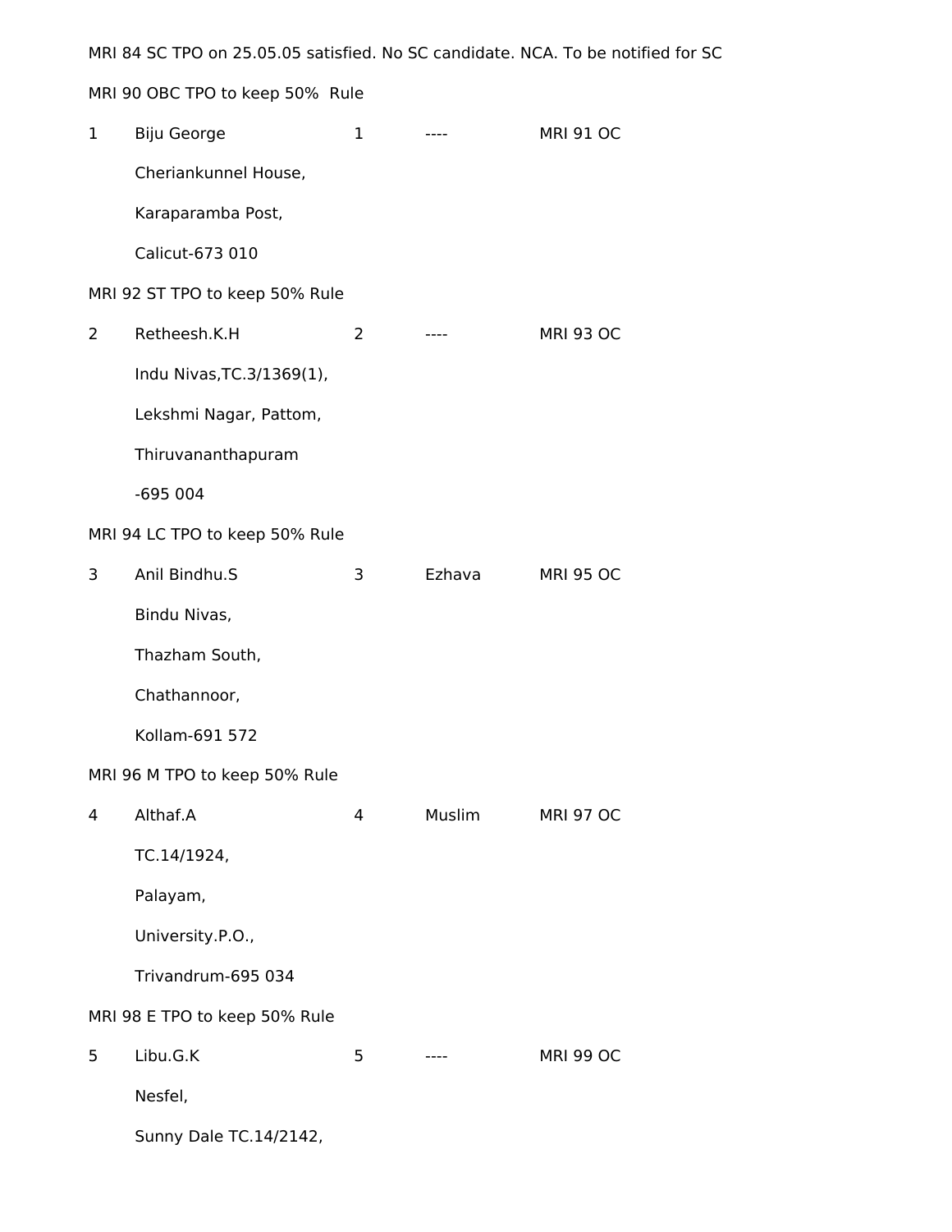MRI 84 SC TPO on 25.05.05 satisfied. No SC candidate. NCA. To be notified for SC

MRI 90 OBC TPO to keep 50%  Rule

1 Biju George 1 ---- MRI 91 OC

Cheriankunnel House,

Karaparamba Post,

Calicut-673 010

MRI 92 ST TPO to keep 50% Rule

2 Retheesh.K.H 2 ---- MRI 93 OC

Indu Nivas,TC.3/1369(1),

Lekshmi Nagar, Pattom,

Thiruvananthapuram

-695 004

MRI 94 LC TPO to keep 50% Rule

3 Anil Bindhu.S 3 Ezhava MRI 95 OC

Bindu Nivas,

Thazham South,

Chathannoor,

Kollam-691 572

MRI 96 M TPO to keep 50% Rule

4 Althaf.A 4 Muslim MRI 97 OC

TC.14/1924,

Palayam,

University.P.O.,

Trivandrum-695 034

MRI 98 E TPO to keep 50% Rule

5 Libu.G.K 5 ---- MRI 99 OC

Nesfel,

Sunny Dale TC.14/2142,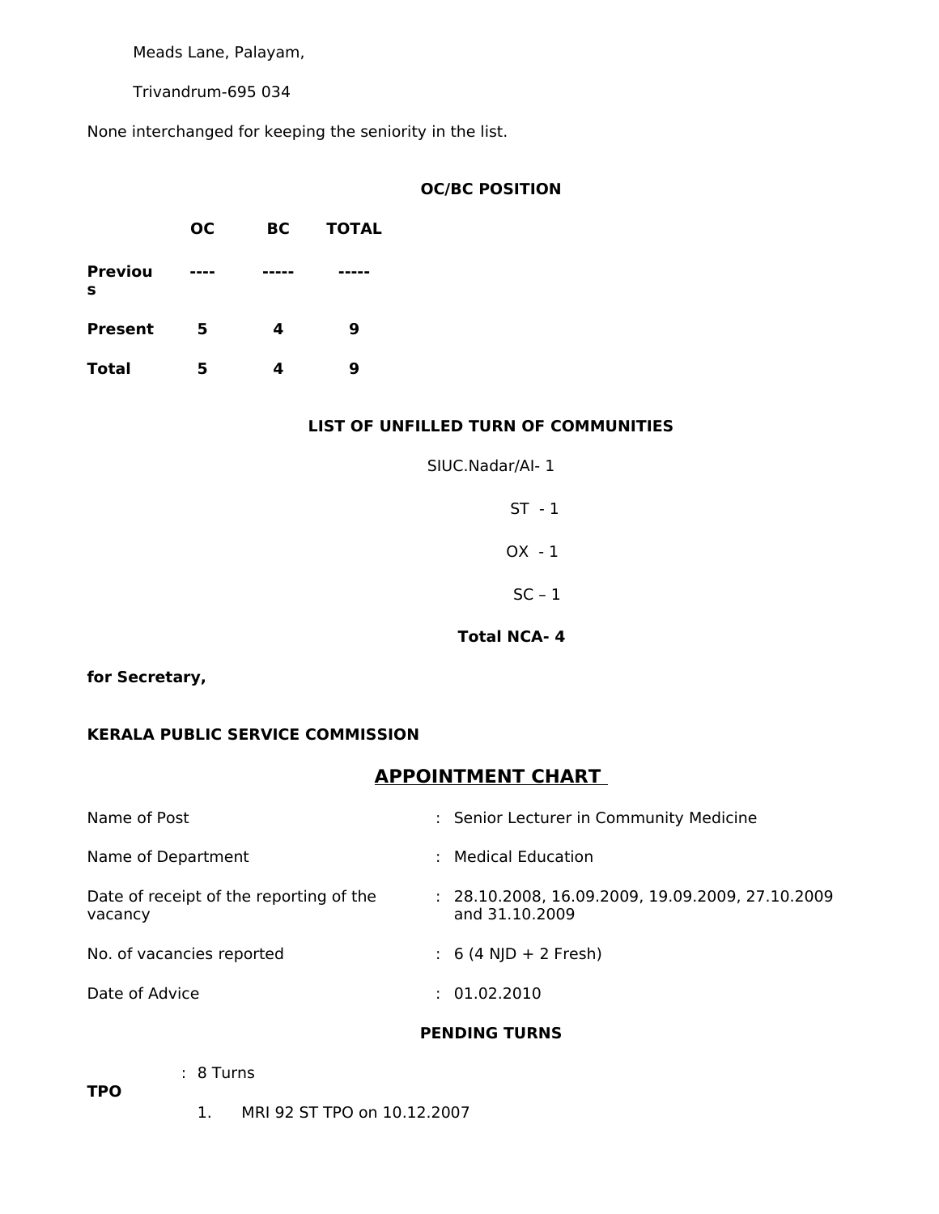Meads Lane, Palayam,

Trivandrum-695 034

None interchanged for keeping the seniority in the list.

**OC/BC POSITION**

| | **OC** | **BC** | **TOTAL** |
|---|---|---|---|
| **Previous** | ---- | ----- | ----- |
| **Present** | 5 | 4 | 9 |
| **Total** | 5 | 4 | 9 |

**LIST OF UNFILLED TURN OF COMMUNITIES**

SIUC.Nadar/AI- 1

ST - 1

OX - 1

SC – 1

**Total NCA- 4**

**for Secretary,**

**KERALA PUBLIC SERVICE COMMISSION**

## APPOINTMENT CHART

| | | |
|---|---|---|
| Name of Post | : | Senior Lecturer in Community Medicine |
| Name of Department | : | Medical Education |
| Date of receipt of the reporting of the vacancy | : | 28.10.2008, 16.09.2009, 19.09.2009, 27.10.2009 and 31.10.2009 |
| No. of vacancies reported | : | 6 (4 NJD + 2 Fresh) |
| Date of Advice | : | 01.02.2010 |

**PENDING TURNS**

**TPO** : 8 Turns

1. MRI 92 ST TPO on 10.12.2007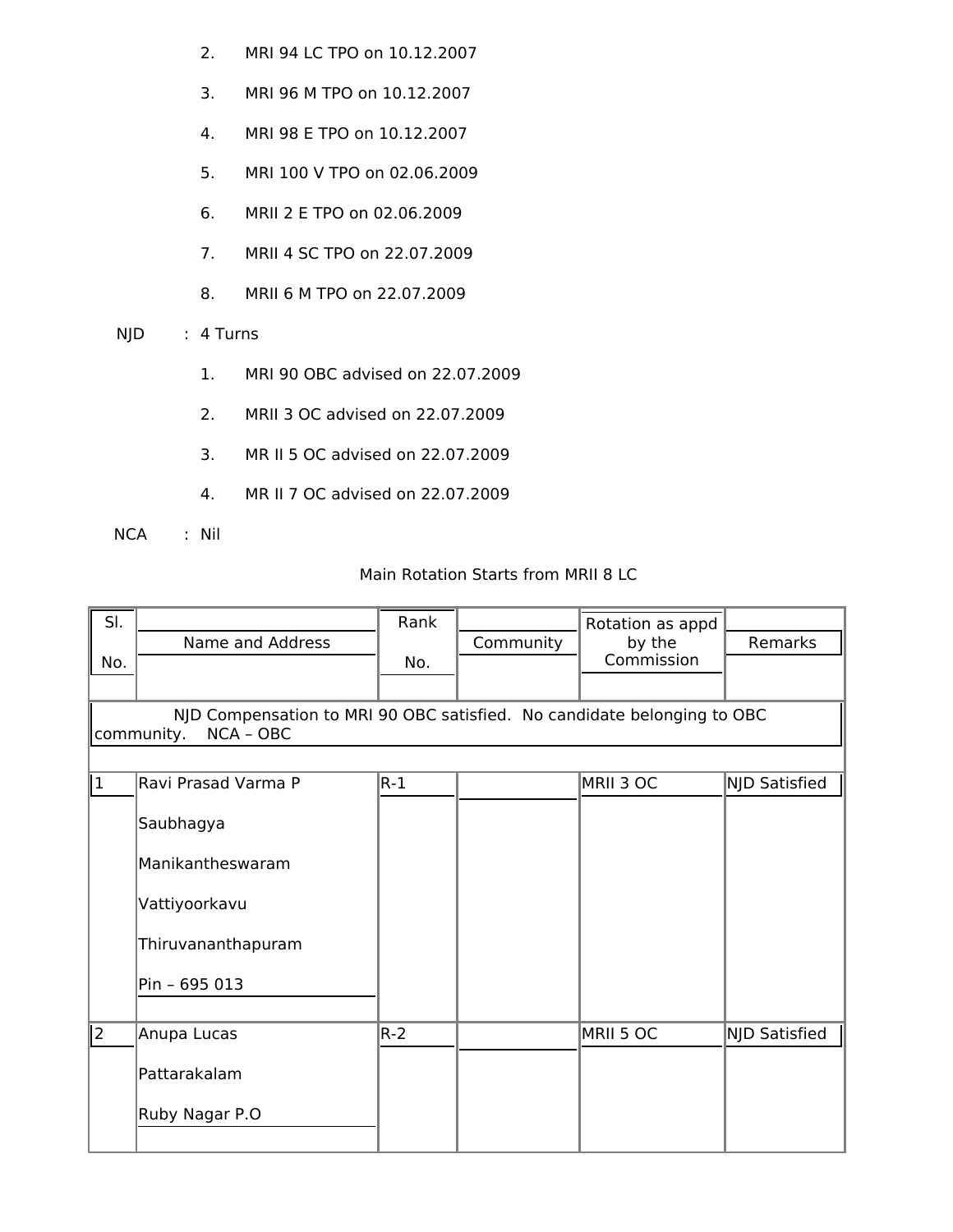2. MRI 94 LC TPO on 10.12.2007

3. MRI 96 M TPO on 10.12.2007

4. MRI 98 E TPO on 10.12.2007

5. MRI 100 V TPO on 02.06.2009

6. MRII 2 E TPO on 02.06.2009

7. MRII 4 SC TPO on 22.07.2009

8. MRII 6 M TPO on 22.07.2009

NJD : 4 Turns

1. MRI 90 OBC advised on 22.07.2009

2. MRII 3 OC advised on 22.07.2009

3. MR II 5 OC advised on 22.07.2009

4. MR II 7 OC advised on 22.07.2009

NCA : Nil

Main Rotation Starts from MRII 8 LC

| Sl. No. | Name and Address | Rank No. | Community | Rotation as appd by the Commission | Remarks |
|---|---|---|---|---|---|
| NJD Compensation to MRI 90 OBC satisfied. No candidate belonging to OBC community. NCA – OBC | | | | | |
| 1 | Ravi Prasad Varma P<br>Saubhagya<br>Manikantheswaram<br>Vattiyoorkavu<br>Thiruvananthapuram<br>Pin – 695 013 | R-1 | | MRII 3 OC | NJD Satisfied |
| 2 | Anupa Lucas<br>Pattarakalam<br>Ruby Nagar P.O | R-2 | | MRII 5 OC | NJD Satisfied |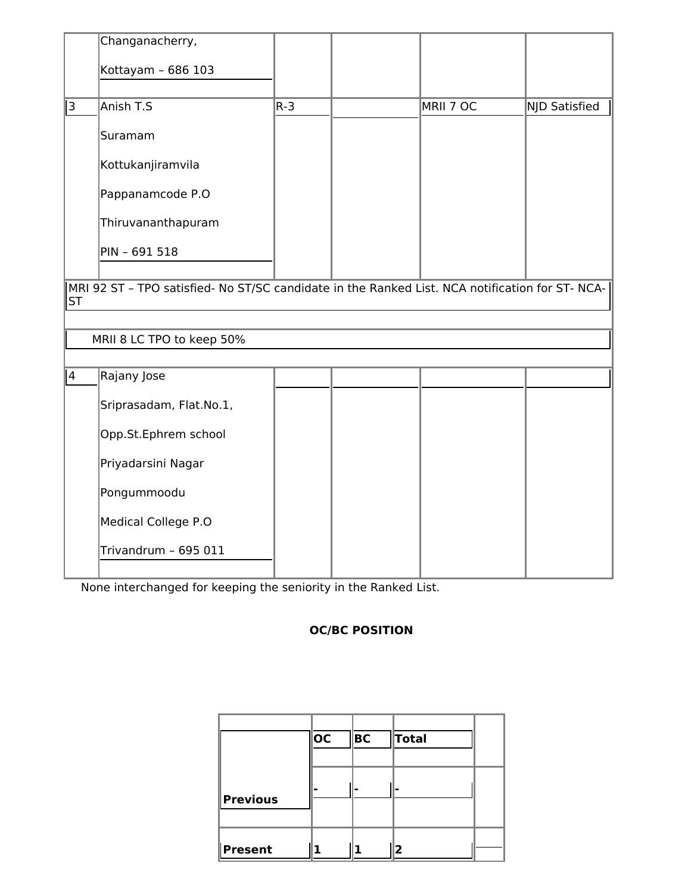|   |   |   |   |   |   |
|---|---|---|---|---|---|
|   | Changanacherry,<br><br>Kottayam – 686 103 |   |   |   |   |
| 3 | Anish T.S<br><br>Suramam<br><br>Kottukanjiramvila<br><br>Pappanamcode P.O<br><br>Thiruvananthapuram<br><br>PIN – 691 518 | R-3 |   | MRII 7 OC | NJD Satisfied |
| MRI 92 ST – TPO satisfied- No ST/SC candidate in the Ranked List. NCA notification for ST- NCA-ST |   |   |   |   |   |
| MRII 8 LC TPO to keep 50% |   |   |   |   |   |
| 4 | Rajany Jose<br><br>Sriprasadam, Flat.No.1,<br><br>Opp.St.Ephrem school<br><br>Priyadarsini Nagar<br><br>Pongummoodu<br><br>Medical College P.O<br><br>Trivandrum – 695 011 |   |   |   |   |

None interchanged for keeping the seniority in the Ranked List.

**OC/BC POSITION**

|   | OC | BC | Total |   |
|---|---|---|---|---|
| **Previous** | - | - | - |   |
| **Present** | 1 | 1 | 2 |   |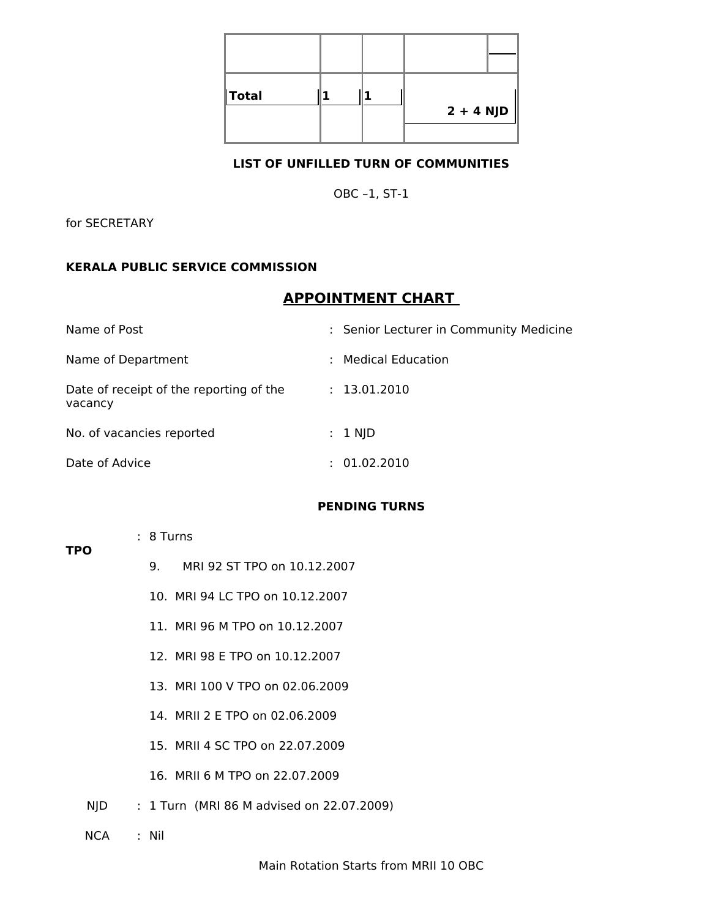| | | | | |
|---|---|---|---|---|
| | | | | |
| **Total** | **1** | **1** | **2 + 4 NJD** | |

**LIST OF UNFILLED TURN OF COMMUNITIES**

OBC –1, ST-1

for SECRETARY

**KERALA PUBLIC SERVICE COMMISSION**

## APPOINTMENT CHART

Name of Post : Senior Lecturer in Community Medicine

Name of Department : Medical Education

Date of receipt of the reporting of the vacancy : 13.01.2010

No. of vacancies reported : 1 NJD

Date of Advice : 01.02.2010

**PENDING TURNS**

**TPO** : 8 Turns

9. MRI 92 ST TPO on 10.12.2007
10. MRI 94 LC TPO on 10.12.2007
11. MRI 96 M TPO on 10.12.2007
12. MRI 98 E TPO on 10.12.2007
13. MRI 100 V TPO on 02.06.2009
14. MRII 2 E TPO on 02.06.2009
15. MRII 4 SC TPO on 22.07.2009
16. MRII 6 M TPO on 22.07.2009

NJD : 1 Turn (MRI 86 M advised on 22.07.2009)

NCA : Nil

Main Rotation Starts from MRII 10 OBC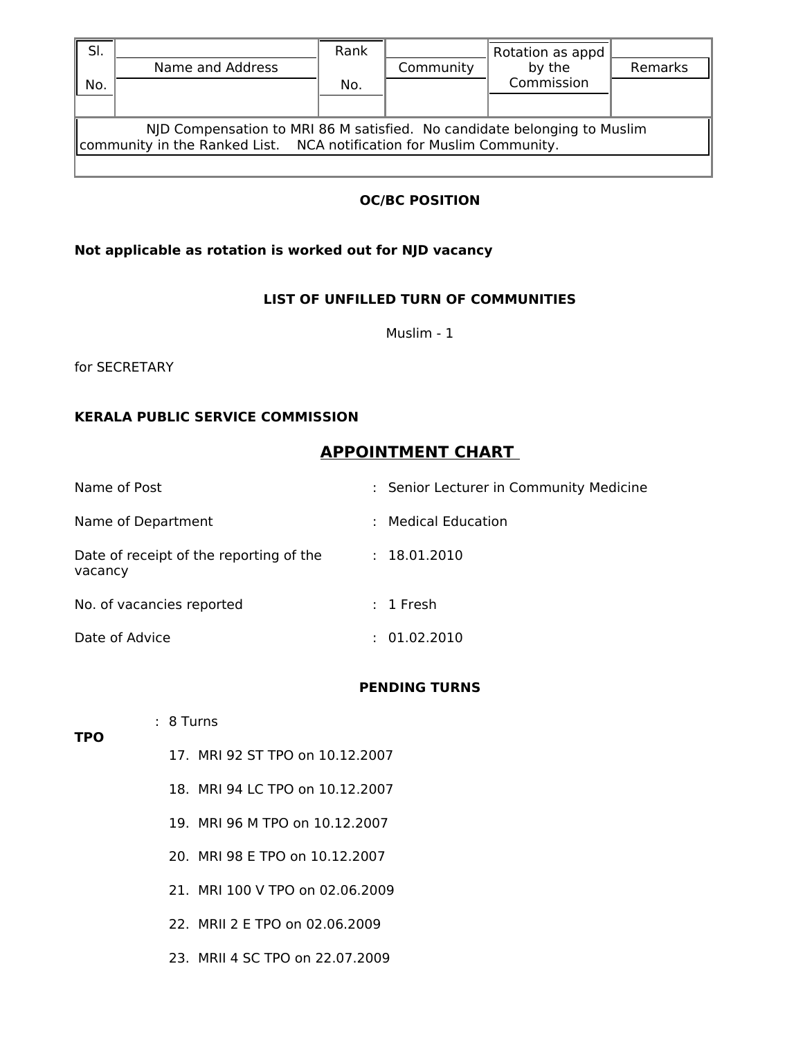| Sl. No. | Name and Address | Rank No. | Community | Rotation as appd by the Commission | Remarks |
|---|---|---|---|---|---|
| NJD Compensation to MRI 86 M satisfied. No candidate belonging to Muslim community in the Ranked List. NCA notification for Muslim Community. | | | | | |

**OC/BC POSITION**

**Not applicable as rotation is worked out for NJD vacancy**

**LIST OF UNFILLED TURN OF COMMUNITIES**

Muslim - 1

for SECRETARY

**KERALA PUBLIC SERVICE COMMISSION**

## APPOINTMENT CHART

Name of Post : Senior Lecturer in Community Medicine

Name of Department : Medical Education

Date of receipt of the reporting of the vacancy : 18.01.2010

No. of vacancies reported : 1 Fresh

Date of Advice : 01.02.2010

**PENDING TURNS**

**TPO** : 8 Turns

17. MRI 92 ST TPO on 10.12.2007
18. MRI 94 LC TPO on 10.12.2007
19. MRI 96 M TPO on 10.12.2007
20. MRI 98 E TPO on 10.12.2007
21. MRI 100 V TPO on 02.06.2009
22. MRII 2 E TPO on 02.06.2009
23. MRII 4 SC TPO on 22.07.2009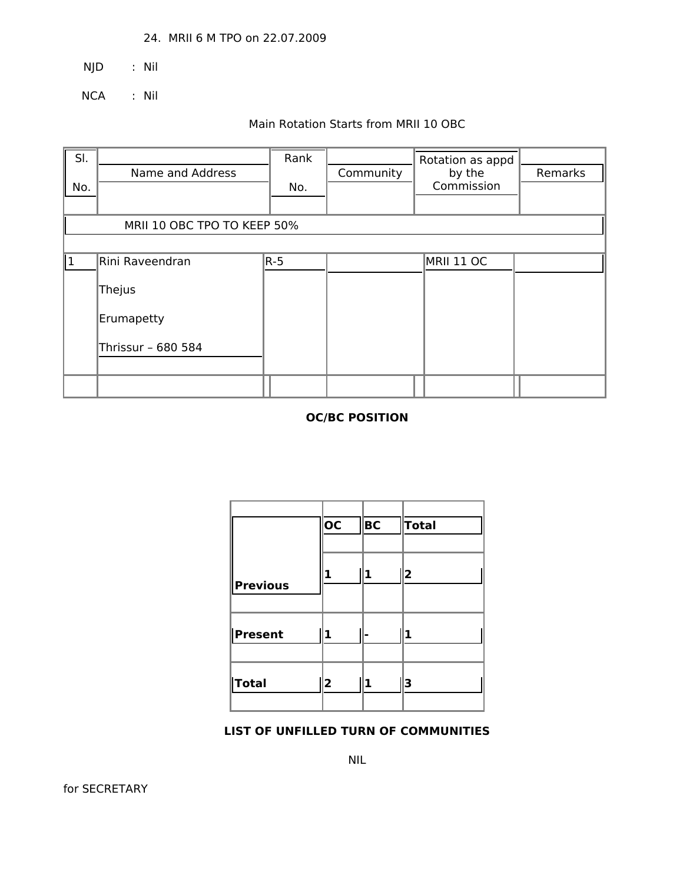24. MRII 6 M TPO on 22.07.2009

NJD : Nil

NCA : Nil

Main Rotation Starts from MRII 10 OBC

| Sl. No. | Name and Address | Rank No. | Community | Rotation as appd by the Commission | Remarks |
|---|---|---|---|---|---|
| MRII 10 OBC TPO TO KEEP 50% | | | | | |
| 1 | Rini Raveendran<br>Thejus<br>Erumapetty<br>Thrissur – 680 584 | R-5 | | MRII 11 OC | |
| | | | | | |

**OC/BC POSITION**

| | OC | BC | Total |
|---|---|---|---|
| **Previous** | 1 | 1 | 2 |
| **Present** | 1 | - | 1 |
| **Total** | 2 | 1 | 3 |

**LIST OF UNFILLED TURN OF COMMUNITIES**

NIL

for SECRETARY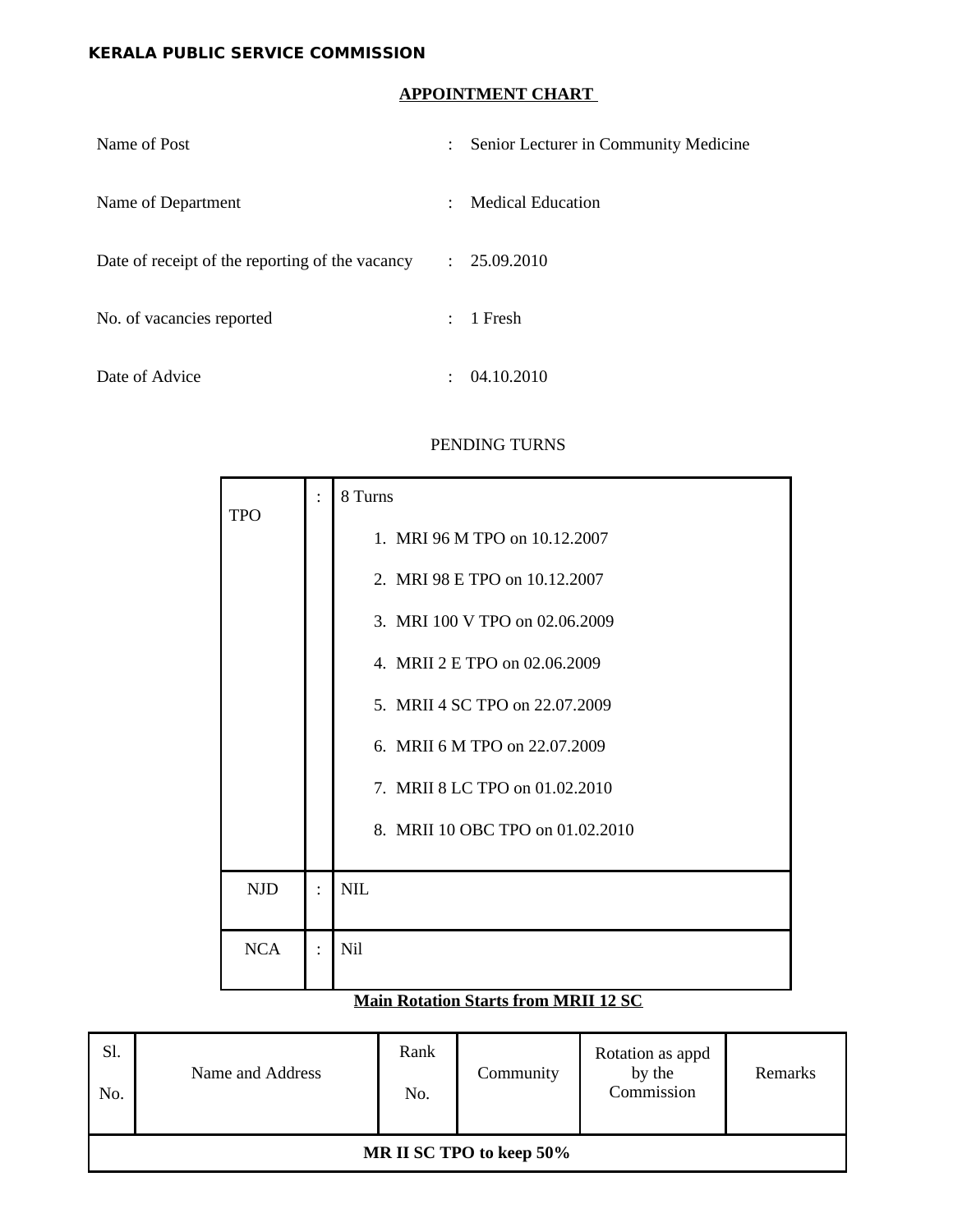**KERALA PUBLIC SERVICE COMMISSION**

## APPOINTMENT CHART

| | | |
|---|---|---|
| Name of Post | : | Senior Lecturer in Community Medicine |
| Name of Department | : | Medical Education |
| Date of receipt of the reporting of the vacancy | : | 25.09.2010 |
| No. of vacancies reported | : | 1 Fresh |
| Date of Advice | : | 04.10.2010 |

PENDING TURNS

| | | |
|---|---|---|
| TPO | : | 8 Turns<br>1. MRI 96 M TPO on 10.12.2007<br>2. MRI 98 E TPO on 10.12.2007<br>3. MRI 100 V TPO on 02.06.2009<br>4. MRII 2 E TPO on 02.06.2009<br>5. MRII 4 SC TPO on 22.07.2009<br>6. MRII 6 M TPO on 22.07.2009<br>7. MRII 8 LC TPO on 01.02.2010<br>8. MRII 10 OBC TPO on 01.02.2010 |
| NJD | : | NIL |
| NCA | : | Nil |

**Main Rotation Starts from MRII 12 SC**

| Sl. No. | Name and Address | Rank No. | Community | Rotation as appd by the Commission | Remarks |
|---|---|---|---|---|---|
| **MR II SC TPO to keep 50%** | | | | | |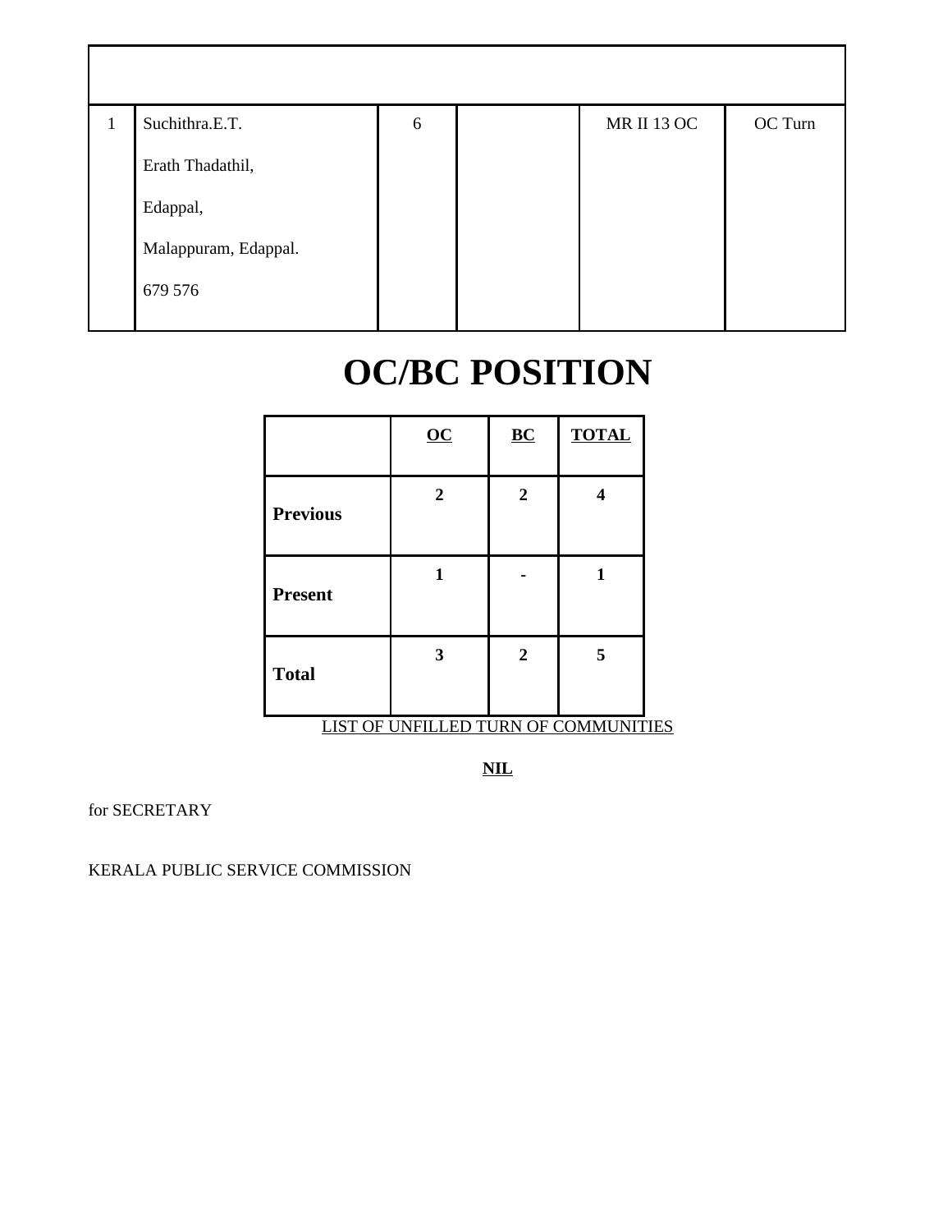| | | | | | |
|---|---|---|---|---|---|
| 1 | Suchithra.E.T.<br>Erath Thadathil,<br>Edappal,<br>Malappuram, Edappal.<br>679 576 | 6 | | MR II 13 OC | OC Turn |

# OC/BC POSITION

| | **OC** | **BC** | **TOTAL** |
|---|---|---|---|
| **Previous** | **2** | **2** | **4** |
| **Present** | **1** | **-** | **1** |
| **Total** | **3** | **2** | **5** |

LIST OF UNFILLED TURN OF COMMUNITIES

**NIL**

for SECRETARY

KERALA PUBLIC SERVICE COMMISSION